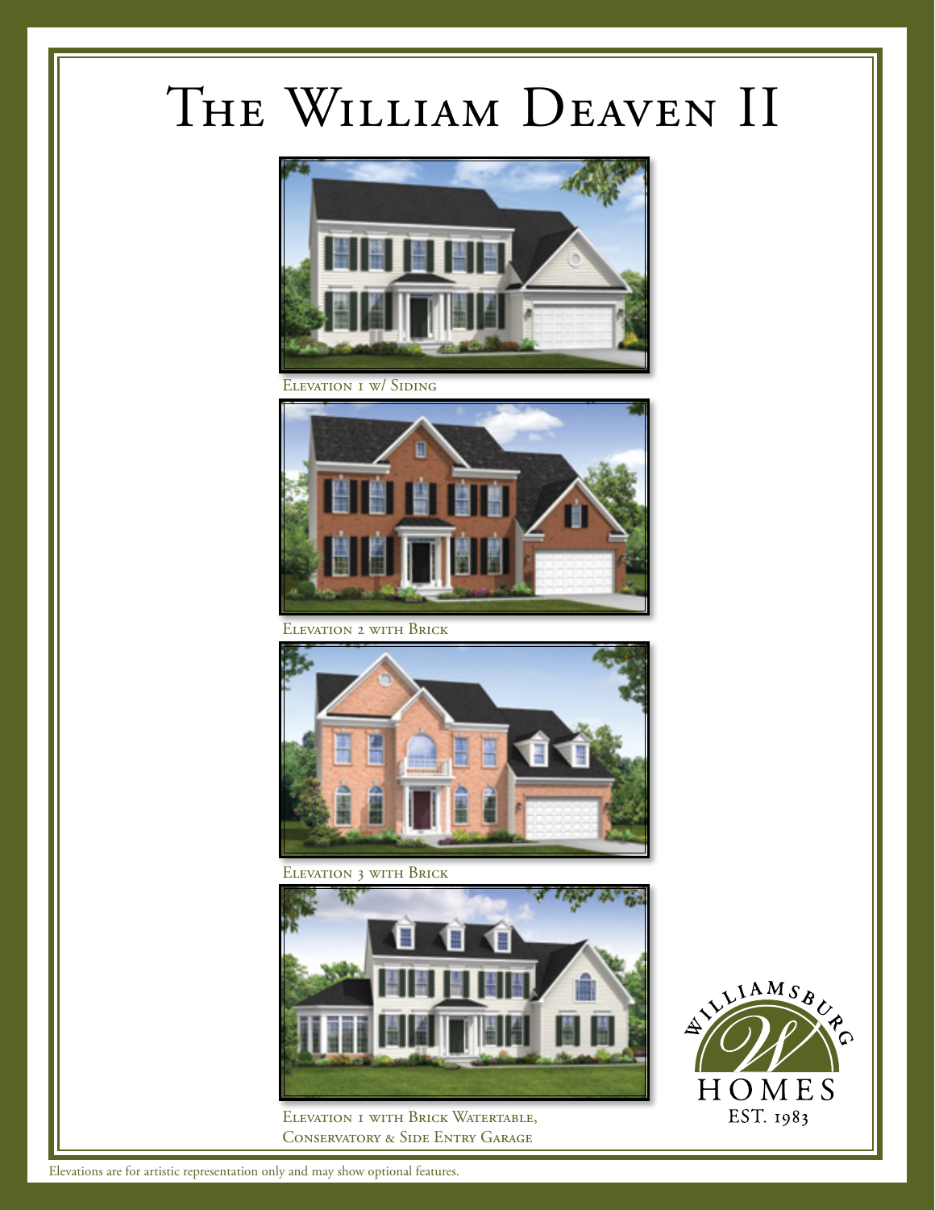# The William Deaven II

Elevation 1 w/ Siding

Elevation 2 with Brick

Elevation 3 with Brick

Elevation 1 with Brick Watertable, Conservatory & Side Entry Garage

Williamsburg Homes EST. 1983

Elevations are for artistic representation only and may show optional features.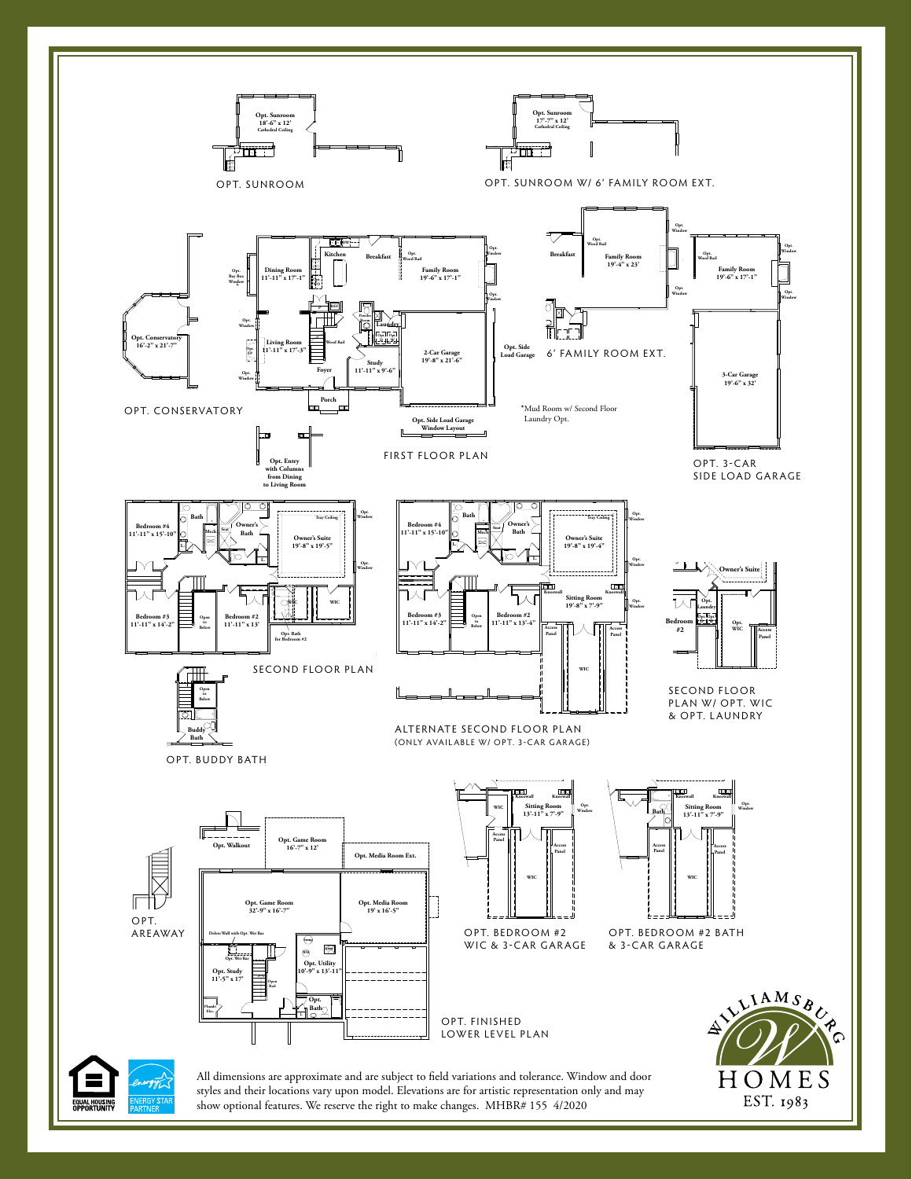OPT. SUNROOM

Opt. Sunroom
18'-6" x 12'
Cathedral Ceiling

OPT. SUNROOM W/ 6' FAMILY ROOM EXT.

Opt. Sunroom
17'-7" x 12'
Cathedral Ceiling

FIRST FLOOR PLAN

Dining Room
11'-11" x 17'-1"

Kitchen

Breakfast

Family Room
19'-6" x 17'-1"

Living Room
11'-11" x 17'-3"

Foyer

Porch

Study
11'-11" x 9'-6"

Laundry

2-Car Garage
19'-8" x 21'-6"

Opt. Side Load Garage Window Layout

OPT. CONSERVATORY

Opt. Conservatory
16'-2" x 21'-7"

Opt. Entry with Columns from Dining to Living Room

6' FAMILY ROOM EXT.

Family Room
19'-4" x 23'

Opt. Side Load Garage

*Mud Room w/ Second Floor Laundry Opt.

OPT. 3-CAR SIDE LOAD GARAGE

Family Room
19'-6" x 17'-1"

3-Car Garage
19'-6" x 32'

SECOND FLOOR PLAN

Bedroom #4
11'-11" x 15'-10"

Bath

Owner's Bath

Owner's Suite
19'-8" x 19'-5"

Tray Ceiling

Bedroom #3
11'-11" x 14'-2"

Bedroom #2
11'-11" x 13'

Open to Below

WIC

Opt. Bath for Bedroom #2

OPT. BUDDY BATH

Buddy Bath

ALTERNATE SECOND FLOOR PLAN
(ONLY AVAILABLE W/ OPT. 3-CAR GARAGE)

Bedroom #4
11'-11" x 15'-10"

Owner's Suite
19'-8" x 19'-4"

Sitting Room
19'-8" x 7'-9"

Bedroom #3
11'-11" x 14'-2"

Bedroom #2
11'-11" x 13'-4"

WIC

SECOND FLOOR PLAN W/ OPT. WIC & OPT. LAUNDRY

Owner's Suite

Opt. Laundry

Bedroom #2

Opt. WIC

OPT. AREAWAY

OPT. FINISHED LOWER LEVEL PLAN

Opt. Walkout

Opt. Game Room
16'-7" x 12'

Opt. Media Room Ext.

Opt. Game Room
32'-9" x 16'-7"

Opt. Media Room
19' x 16'-5"

Delete Wall with Opt. Wet Bar

Opt. Wet Bar

Opt. Study
11'-5" x 17'

Opt. Utility
10'-9" x 13'-11"

Opt. Bath

OPT. BEDROOM #2 WIC & 3-CAR GARAGE

Sitting Room
13'-11" x 7'-9"

WIC

OPT. BEDROOM #2 BATH & 3-CAR GARAGE

Sitting Room
13'-11" x 7'-9"

Bath

WIC

WILLIAMSBURG HOMES
EST. 1983

EQUAL HOUSING OPPORTUNITY

ENERGY STAR PARTNER

All dimensions are approximate and are subject to field variations and tolerance. Window and door styles and their locations vary upon model. Elevations are for artistic representation only and may show optional features. We reserve the right to make changes. MHBR# 155 4/2020